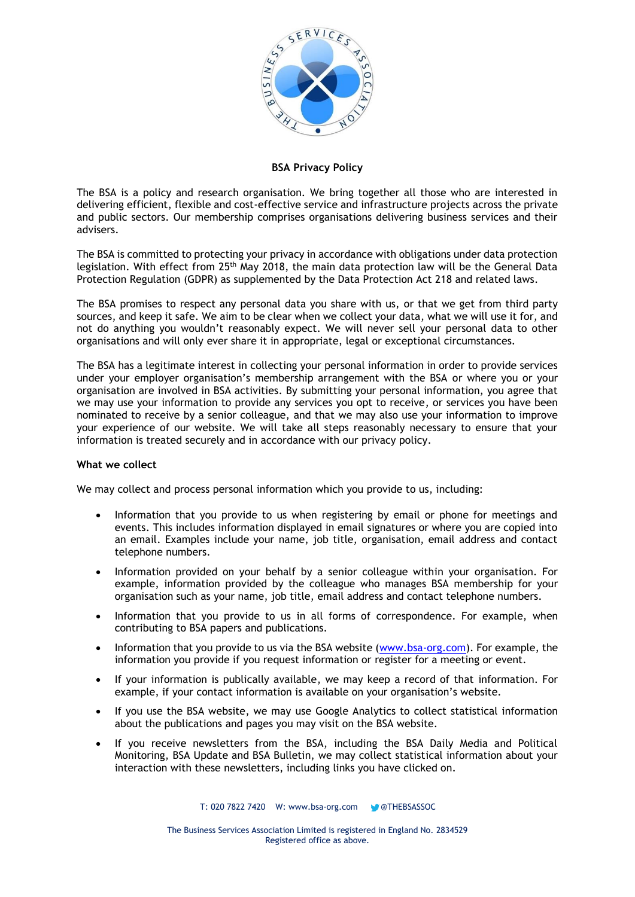**BSA Privacy Policy**

The BSA is a policy and research organisation. We bring together all those who are interested in delivering efficient, flexible and cost-effective service and infrastructure projects across the private and public sectors. Our membership comprises organisations delivering business services and their advisers.

The BSA is committed to protecting your privacy in accordance with obligations under data protection legislation. With effect from 25th May 2018, the main data protection law will be the General Data Protection Regulation (GDPR) as supplemented by the Data Protection Act 218 and related laws.

The BSA promises to respect any personal data you share with us, or that we get from third party sources, and keep it safe. We aim to be clear when we collect your data, what we will use it for, and not do anything you wouldn't reasonably expect. We will never sell your personal data to other organisations and will only ever share it in appropriate, legal or exceptional circumstances.

The BSA has a legitimate interest in collecting your personal information in order to provide services under your employer organisation's membership arrangement with the BSA or where you or your organisation are involved in BSA activities. By submitting your personal information, you agree that we may use your information to provide any services you opt to receive, or services you have been nominated to receive by a senior colleague, and that we may also use your information to improve your experience of our website. We will take all steps reasonably necessary to ensure that your information is treated securely and in accordance with our privacy policy.

**What we collect**

We may collect and process personal information which you provide to us, including:

- Information that you provide to us when registering by email or phone for meetings and events. This includes information displayed in email signatures or where you are copied into an email. Examples include your name, job title, organisation, email address and contact telephone numbers.
- Information provided on your behalf by a senior colleague within your organisation. For example, information provided by the colleague who manages BSA membership for your organisation such as your name, job title, email address and contact telephone numbers.
- Information that you provide to us in all forms of correspondence. For example, when contributing to BSA papers and publications.
- Information that you provide to us via the BSA website (www.bsa-org.com). For example, the information you provide if you request information or register for a meeting or event.
- If your information is publically available, we may keep a record of that information. For example, if your contact information is available on your organisation's website.
- If you use the BSA website, we may use Google Analytics to collect statistical information about the publications and pages you may visit on the BSA website.
- If you receive newsletters from the BSA, including the BSA Daily Media and Political Monitoring, BSA Update and BSA Bulletin, we may collect statistical information about your interaction with these newsletters, including links you have clicked on.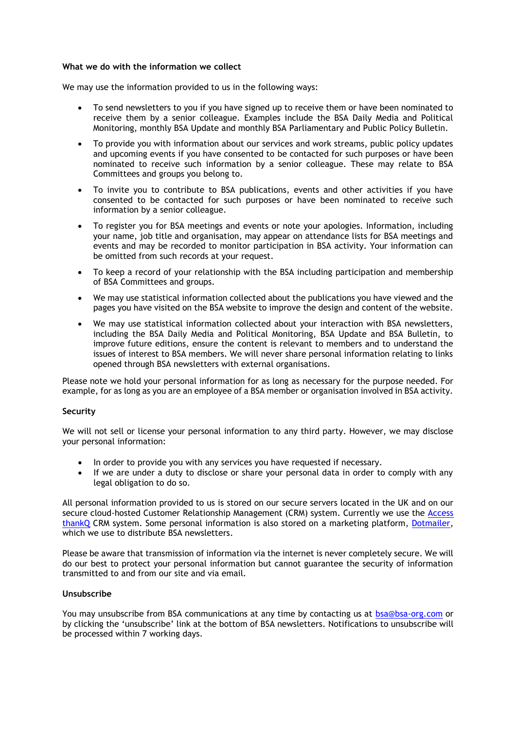**What we do with the information we collect**

We may use the information provided to us in the following ways:

- To send newsletters to you if you have signed up to receive them or have been nominated to receive them by a senior colleague. Examples include the BSA Daily Media and Political Monitoring, monthly BSA Update and monthly BSA Parliamentary and Public Policy Bulletin.
- To provide you with information about our services and work streams, public policy updates and upcoming events if you have consented to be contacted for such purposes or have been nominated to receive such information by a senior colleague. These may relate to BSA Committees and groups you belong to.
- To invite you to contribute to BSA publications, events and other activities if you have consented to be contacted for such purposes or have been nominated to receive such information by a senior colleague.
- To register you for BSA meetings and events or note your apologies. Information, including your name, job title and organisation, may appear on attendance lists for BSA meetings and events and may be recorded to monitor participation in BSA activity. Your information can be omitted from such records at your request.
- To keep a record of your relationship with the BSA including participation and membership of BSA Committees and groups.
- We may use statistical information collected about the publications you have viewed and the pages you have visited on the BSA website to improve the design and content of the website.
- We may use statistical information collected about your interaction with BSA newsletters, including the BSA Daily Media and Political Monitoring, BSA Update and BSA Bulletin, to improve future editions, ensure the content is relevant to members and to understand the issues of interest to BSA members. We will never share personal information relating to links opened through BSA newsletters with external organisations.

Please note we hold your personal information for as long as necessary for the purpose needed. For example, for as long as you are an employee of a BSA member or organisation involved in BSA activity.

**Security**

We will not sell or license your personal information to any third party. However, we may disclose your personal information:

- In order to provide you with any services you have requested if necessary.
- If we are under a duty to disclose or share your personal data in order to comply with any legal obligation to do so.

All personal information provided to us is stored on our secure servers located in the UK and on our secure cloud-hosted Customer Relationship Management (CRM) system. Currently we use the Access thankQ CRM system. Some personal information is also stored on a marketing platform, Dotmailer, which we use to distribute BSA newsletters.

Please be aware that transmission of information via the internet is never completely secure. We will do our best to protect your personal information but cannot guarantee the security of information transmitted to and from our site and via email.

**Unsubscribe**

You may unsubscribe from BSA communications at any time by contacting us at bsa@bsa-org.com or by clicking the 'unsubscribe' link at the bottom of BSA newsletters. Notifications to unsubscribe will be processed within 7 working days.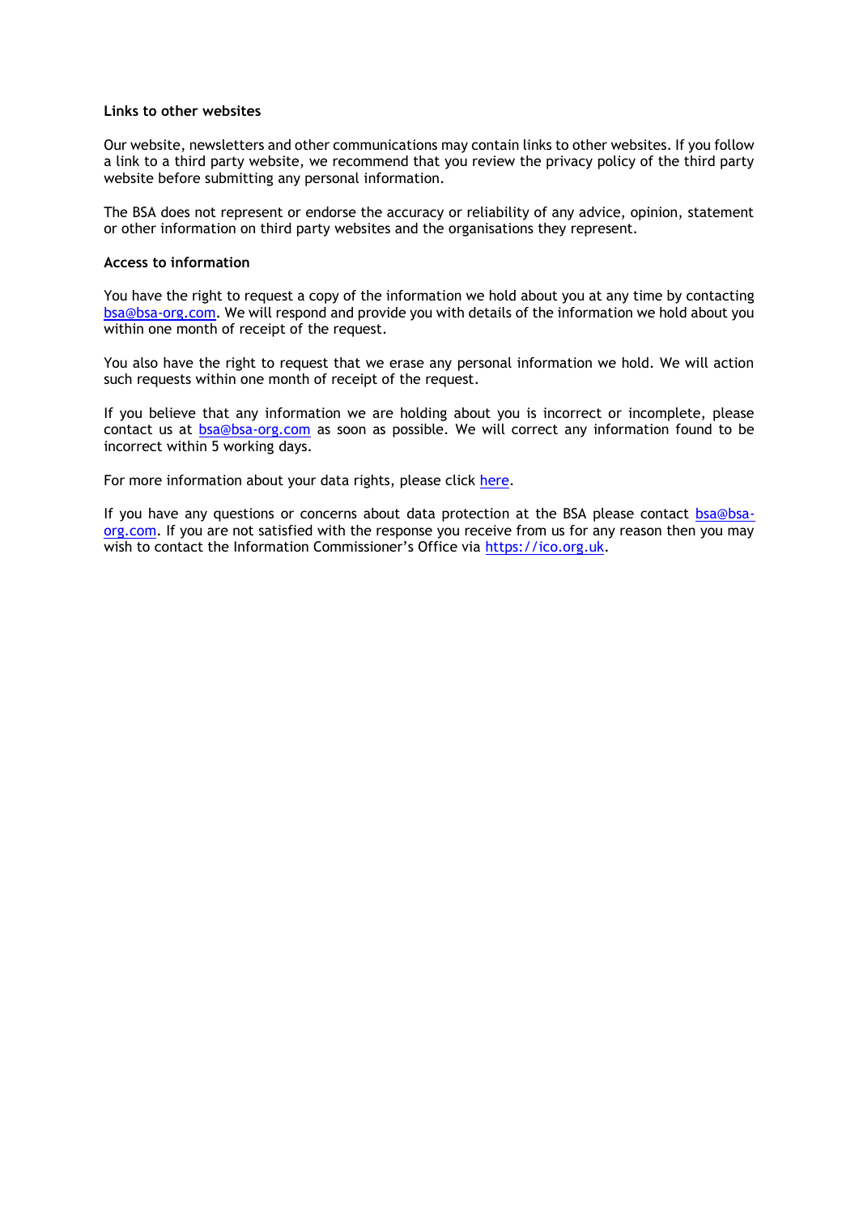**Links to other websites**

Our website, newsletters and other communications may contain links to other websites. If you follow a link to a third party website, we recommend that you review the privacy policy of the third party website before submitting any personal information.

The BSA does not represent or endorse the accuracy or reliability of any advice, opinion, statement or other information on third party websites and the organisations they represent.

**Access to information**

You have the right to request a copy of the information we hold about you at any time by contacting bsa@bsa-org.com. We will respond and provide you with details of the information we hold about you within one month of receipt of the request.

You also have the right to request that we erase any personal information we hold. We will action such requests within one month of receipt of the request.

If you believe that any information we are holding about you is incorrect or incomplete, please contact us at bsa@bsa-org.com as soon as possible. We will correct any information found to be incorrect within 5 working days.

For more information about your data rights, please click here.

If you have any questions or concerns about data protection at the BSA please contact bsa@bsa-org.com. If you are not satisfied with the response you receive from us for any reason then you may wish to contact the Information Commissioner's Office via https://ico.org.uk.